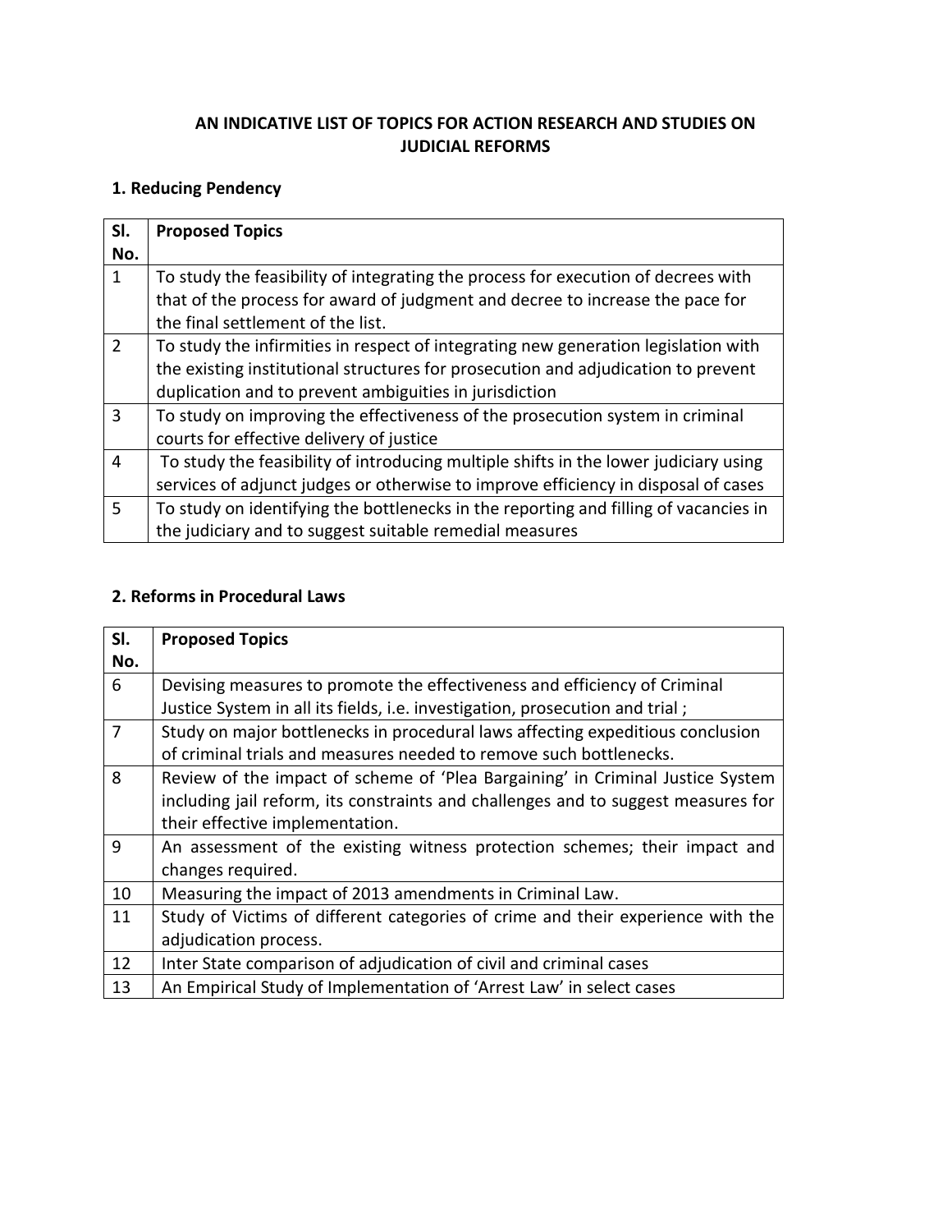# AN INDICATIVE LIST OF TOPICS FOR ACTION RESEARCH AND STUDIES ON JUDICIAL REFORMS

## 1. Reducing Pendency

| Sl. No. | Proposed Topics |
|---|---|
| 1 | To study the feasibility of integrating the process for execution of decrees with that of the process for award of judgment and decree to increase the pace for the final settlement of the list. |
| 2 | To study the infirmities in respect of integrating new generation legislation with the existing institutional structures for prosecution and adjudication to prevent duplication and to prevent ambiguities in jurisdiction |
| 3 | To study on improving the effectiveness of the prosecution system in criminal courts for effective delivery of justice |
| 4 | To study the feasibility of introducing multiple shifts in the lower judiciary using services of adjunct judges or otherwise to improve efficiency in disposal of cases |
| 5 | To study on identifying the bottlenecks in the reporting and filling of vacancies in the judiciary and to suggest suitable remedial measures |

## 2. Reforms in Procedural Laws

| Sl. No. | Proposed Topics |
|---|---|
| 6 | Devising measures to promote the effectiveness and efficiency of Criminal Justice System in all its fields, i.e. investigation, prosecution and trial ; |
| 7 | Study on major bottlenecks in procedural laws affecting expeditious conclusion of criminal trials and measures needed to remove such bottlenecks. |
| 8 | Review of the impact of scheme of 'Plea Bargaining' in Criminal Justice System including jail reform, its constraints and challenges and to suggest measures for their effective implementation. |
| 9 | An assessment of the existing witness protection schemes; their impact and changes required. |
| 10 | Measuring the impact of 2013 amendments in Criminal Law. |
| 11 | Study of Victims of different categories of crime and their experience with the adjudication process. |
| 12 | Inter State comparison of adjudication of civil and criminal cases |
| 13 | An Empirical Study of Implementation of 'Arrest Law' in select cases |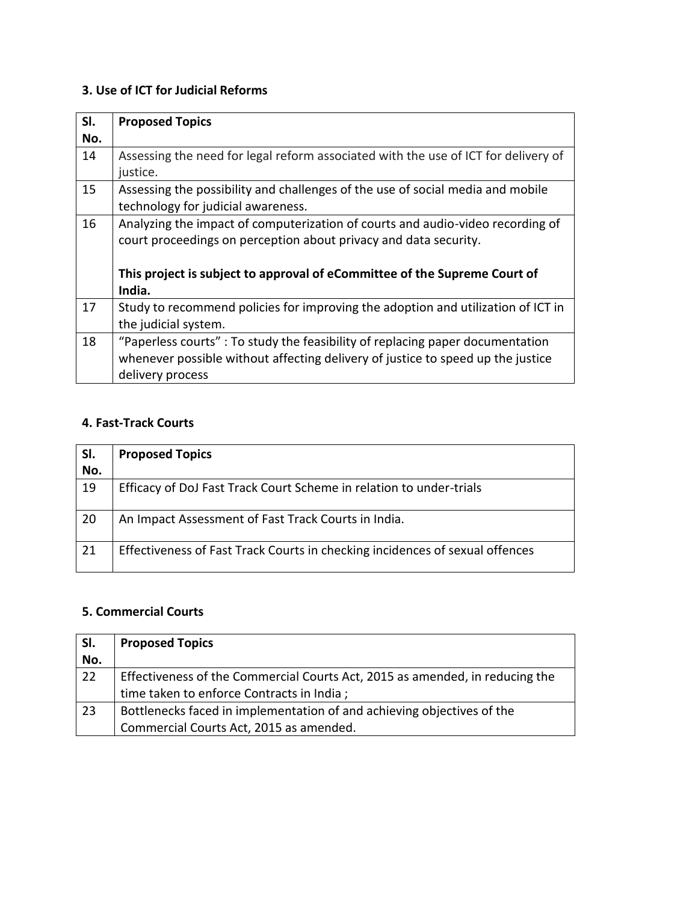### 3. Use of ICT for Judicial Reforms

| Sl. No. | Proposed Topics |
|---|---|
| 14 | Assessing the need for legal reform associated with the use of ICT for delivery of justice. |
| 15 | Assessing the possibility and challenges of the use of social media and mobile technology for judicial awareness. |
| 16 | Analyzing the impact of computerization of courts and audio-video recording of court proceedings on perception about privacy and data security.<br><br>**This project is subject to approval of eCommittee of the Supreme Court of India.** |
| 17 | Study to recommend policies for improving the adoption and utilization of ICT in the judicial system. |
| 18 | "Paperless courts" : To study the feasibility of replacing paper documentation whenever possible without affecting delivery of justice to speed up the justice delivery process |

### 4. Fast-Track Courts

| Sl. No. | Proposed Topics |
|---|---|
| 19 | Efficacy of DoJ Fast Track Court Scheme in relation to under-trials |
| 20 | An Impact Assessment of Fast Track Courts in India. |
| 21 | Effectiveness of Fast Track Courts in checking incidences of sexual offences |

### 5. Commercial Courts

| Sl. No. | Proposed Topics |
|---|---|
| 22 | Effectiveness of the Commercial Courts Act, 2015 as amended, in reducing the time taken to enforce Contracts in India ; |
| 23 | Bottlenecks faced in implementation of and achieving objectives of the Commercial Courts Act, 2015 as amended. |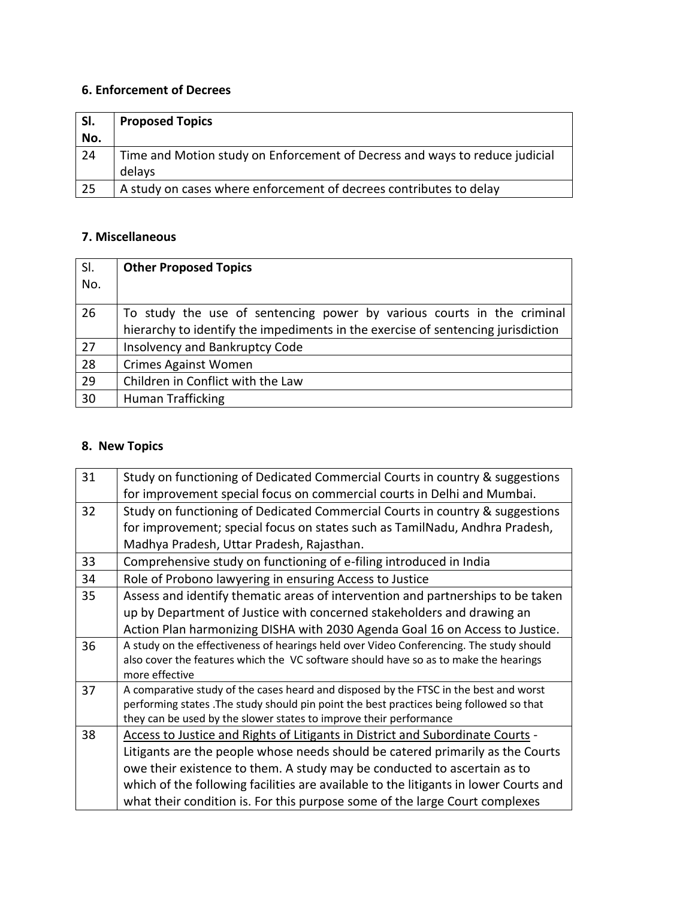### 6. Enforcement of Decrees

| Sl. No. | Proposed Topics |
|---|---|
| 24 | Time and Motion study on Enforcement of Decress and ways to reduce judicial delays |
| 25 | A study on cases where enforcement of decrees contributes to delay |

### 7. Miscellaneous

| Sl. No. | Other Proposed Topics |
|---|---|
| 26 | To study the use of sentencing power by various courts in the criminal hierarchy to identify the impediments in the exercise of sentencing jurisdiction |
| 27 | Insolvency and Bankruptcy Code |
| 28 | Crimes Against Women |
| 29 | Children in Conflict with the Law |
| 30 | Human Trafficking |

### 8. New Topics

| | |
|---|---|
| 31 | Study on functioning of Dedicated Commercial Courts in country & suggestions for improvement special focus on commercial courts in Delhi and Mumbai. |
| 32 | Study on functioning of Dedicated Commercial Courts in country & suggestions for improvement; special focus on states such as TamilNadu, Andhra Pradesh, Madhya Pradesh, Uttar Pradesh, Rajasthan. |
| 33 | Comprehensive study on functioning of e-filing introduced in India |
| 34 | Role of Probono lawyering in ensuring Access to Justice |
| 35 | Assess and identify thematic areas of intervention and partnerships to be taken up by Department of Justice with concerned stakeholders and drawing an Action Plan harmonizing DISHA with 2030 Agenda Goal 16 on Access to Justice. |
| 36 | A study on the effectiveness of hearings held over Video Conferencing. The study should also cover the features which the VC software should have so as to make the hearings more effective |
| 37 | A comparative study of the cases heard and disposed by the FTSC in the best and worst performing states .The study should pin point the best practices being followed so that they can be used by the slower states to improve their performance |
| 38 | Access to Justice and Rights of Litigants in District and Subordinate Courts - Litigants are the people whose needs should be catered primarily as the Courts owe their existence to them. A study may be conducted to ascertain as to which of the following facilities are available to the litigants in lower Courts and what their condition is. For this purpose some of the large Court complexes |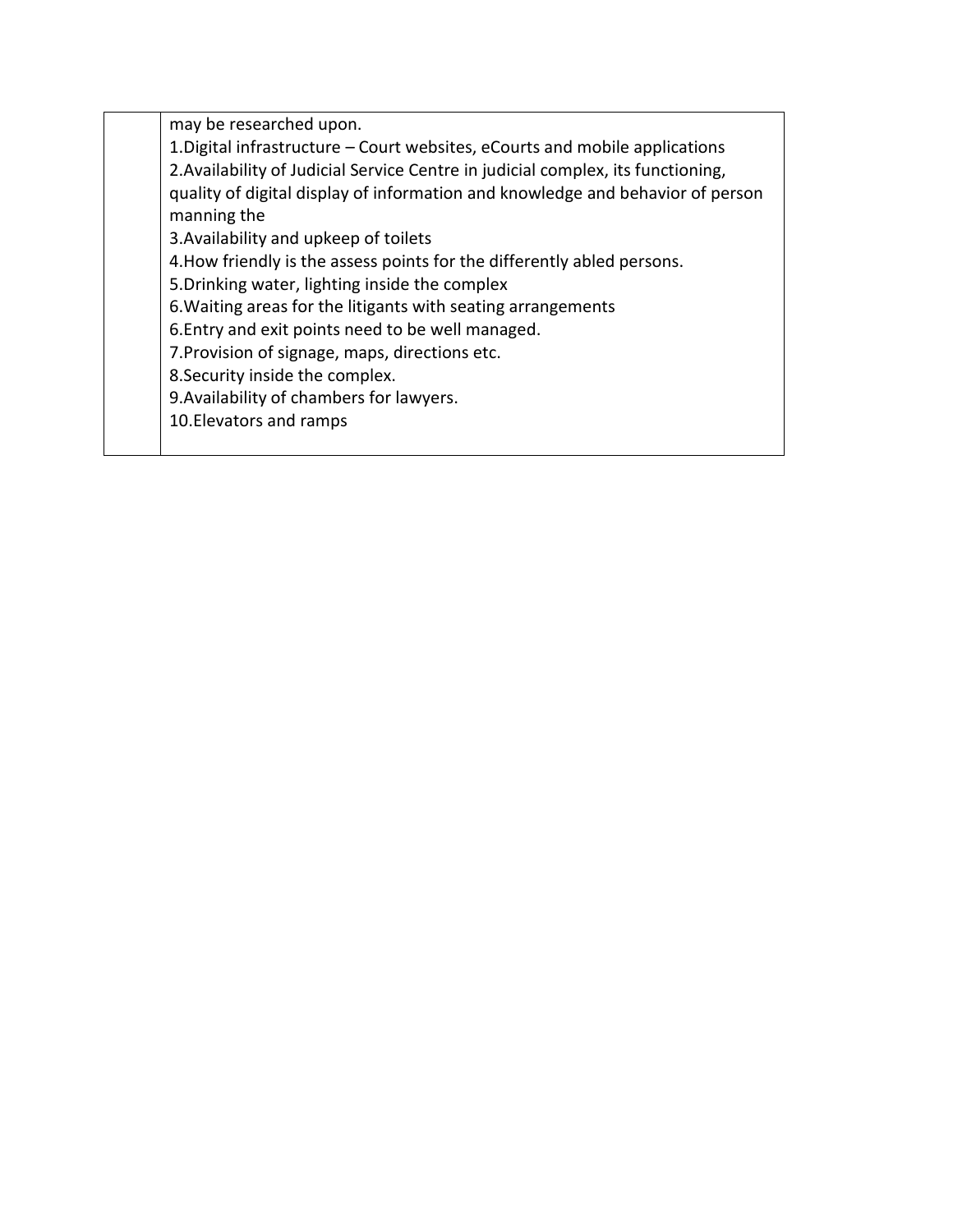| | |
|---|---|
| | may be researched upon.<br>1.Digital infrastructure – Court websites, eCourts and mobile applications<br>2.Availability of Judicial Service Centre in judicial complex, its functioning, quality of digital display of information and knowledge and behavior of person manning the<br>3.Availability and upkeep of toilets<br>4.How friendly is the assess points for the differently abled persons.<br>5.Drinking water, lighting inside the complex<br>6.Waiting areas for the litigants with seating arrangements<br>6.Entry and exit points need to be well managed.<br>7.Provision of signage, maps, directions etc.<br>8.Security inside the complex.<br>9.Availability of chambers for lawyers.<br>10.Elevators and ramps |